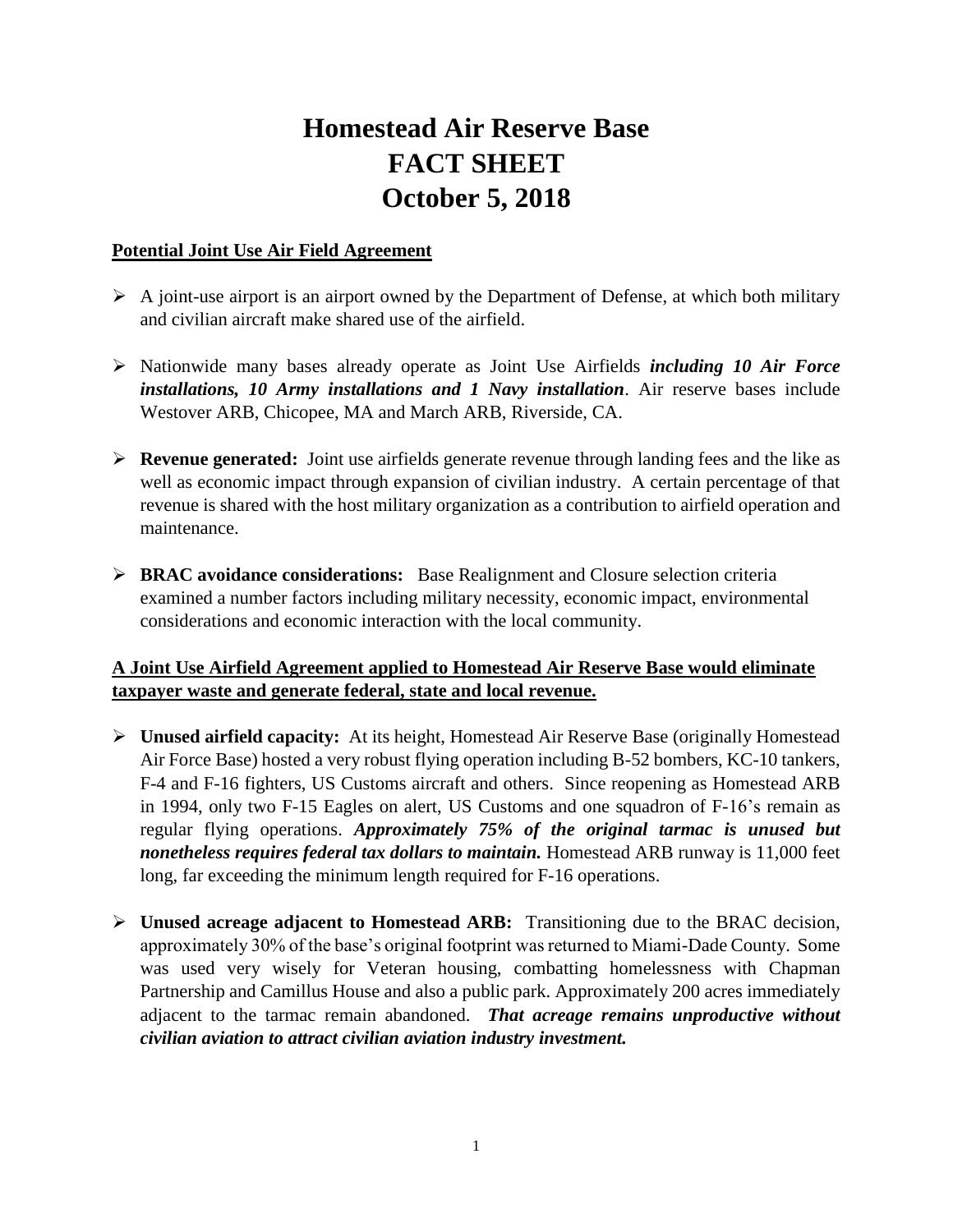# Homestead Air Reserve Base
# FACT SHEET
# October 5, 2018

**Potential Joint Use Air Field Agreement**

- A joint-use airport is an airport owned by the Department of Defense, at which both military and civilian aircraft make shared use of the airfield.

- Nationwide many bases already operate as Joint Use Airfields ***including 10 Air Force installations, 10 Army installations and 1 Navy installation***. Air reserve bases include Westover ARB, Chicopee, MA and March ARB, Riverside, CA.

- **Revenue generated:** Joint use airfields generate revenue through landing fees and the like as well as economic impact through expansion of civilian industry. A certain percentage of that revenue is shared with the host military organization as a contribution to airfield operation and maintenance.

- **BRAC avoidance considerations:** Base Realignment and Closure selection criteria examined a number factors including military necessity, economic impact, environmental considerations and economic interaction with the local community.

**A Joint Use Airfield Agreement applied to Homestead Air Reserve Base would eliminate taxpayer waste and generate federal, state and local revenue.**

- **Unused airfield capacity:** At its height, Homestead Air Reserve Base (originally Homestead Air Force Base) hosted a very robust flying operation including B-52 bombers, KC-10 tankers, F-4 and F-16 fighters, US Customs aircraft and others. Since reopening as Homestead ARB in 1994, only two F-15 Eagles on alert, US Customs and one squadron of F-16's remain as regular flying operations. ***Approximately 75% of the original tarmac is unused but nonetheless requires federal tax dollars to maintain.*** Homestead ARB runway is 11,000 feet long, far exceeding the minimum length required for F-16 operations.

- **Unused acreage adjacent to Homestead ARB:** Transitioning due to the BRAC decision, approximately 30% of the base's original footprint was returned to Miami-Dade County. Some was used very wisely for Veteran housing, combatting homelessness with Chapman Partnership and Camillus House and also a public park. Approximately 200 acres immediately adjacent to the tarmac remain abandoned. ***That acreage remains unproductive without civilian aviation to attract civilian aviation industry investment.***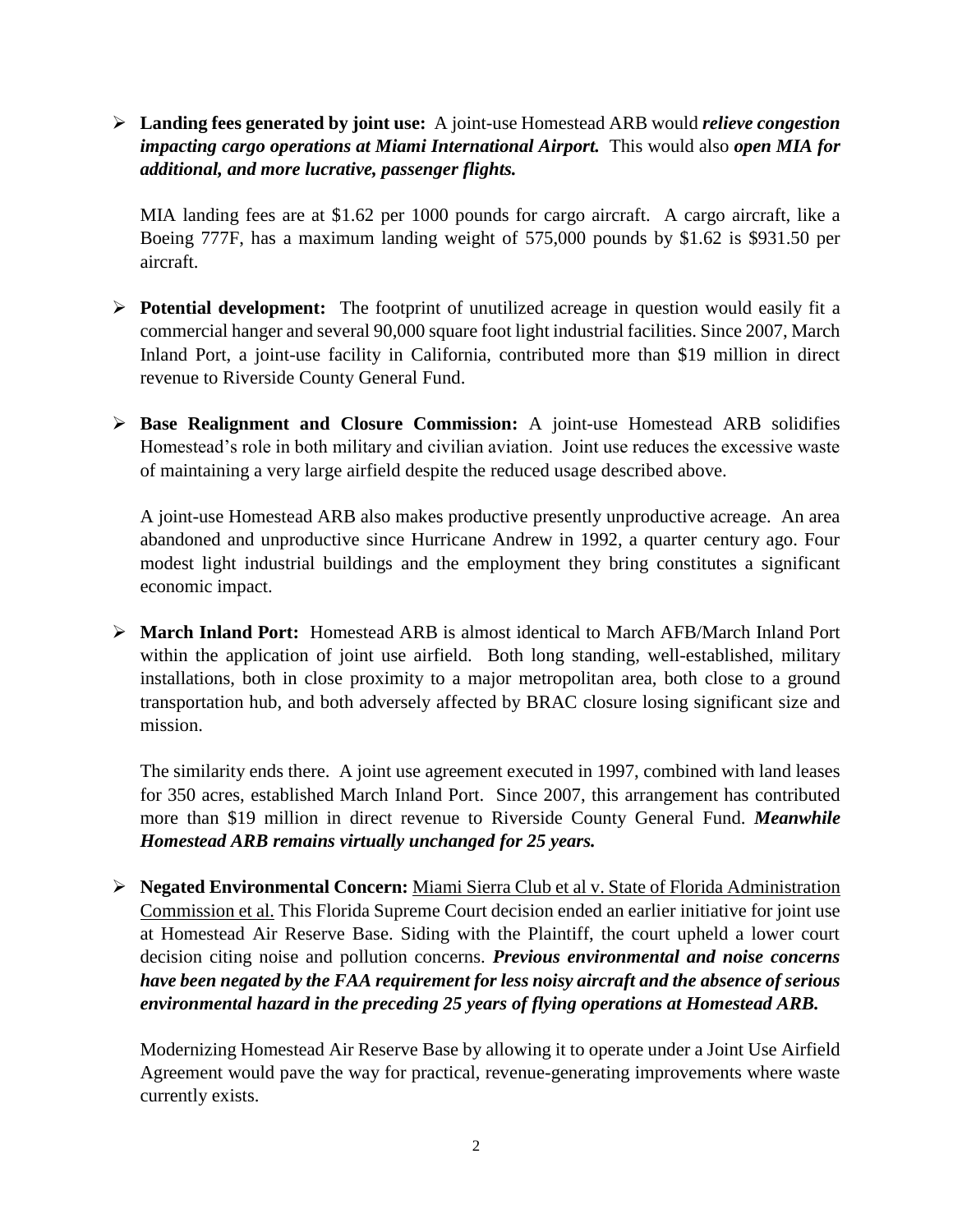- **Landing fees generated by joint use:** A joint-use Homestead ARB would ***relieve congestion impacting cargo operations at Miami International Airport.*** This would also ***open MIA for additional, and more lucrative, passenger flights.***

  MIA landing fees are at $1.62 per 1000 pounds for cargo aircraft. A cargo aircraft, like a Boeing 777F, has a maximum landing weight of 575,000 pounds by $1.62 is $931.50 per aircraft.

- **Potential development:** The footprint of unutilized acreage in question would easily fit a commercial hanger and several 90,000 square foot light industrial facilities. Since 2007, March Inland Port, a joint-use facility in California, contributed more than $19 million in direct revenue to Riverside County General Fund.

- **Base Realignment and Closure Commission:** A joint-use Homestead ARB solidifies Homestead's role in both military and civilian aviation. Joint use reduces the excessive waste of maintaining a very large airfield despite the reduced usage described above.

  A joint-use Homestead ARB also makes productive presently unproductive acreage. An area abandoned and unproductive since Hurricane Andrew in 1992, a quarter century ago. Four modest light industrial buildings and the employment they bring constitutes a significant economic impact.

- **March Inland Port:** Homestead ARB is almost identical to March AFB/March Inland Port within the application of joint use airfield. Both long standing, well-established, military installations, both in close proximity to a major metropolitan area, both close to a ground transportation hub, and both adversely affected by BRAC closure losing significant size and mission.

  The similarity ends there. A joint use agreement executed in 1997, combined with land leases for 350 acres, established March Inland Port. Since 2007, this arrangement has contributed more than $19 million in direct revenue to Riverside County General Fund. ***Meanwhile Homestead ARB remains virtually unchanged for 25 years.***

- **Negated Environmental Concern:** <u>Miami Sierra Club et al v. State of Florida Administration Commission et al.</u> This Florida Supreme Court decision ended an earlier initiative for joint use at Homestead Air Reserve Base. Siding with the Plaintiff, the court upheld a lower court decision citing noise and pollution concerns. ***Previous environmental and noise concerns have been negated by the FAA requirement for less noisy aircraft and the absence of serious environmental hazard in the preceding 25 years of flying operations at Homestead ARB.***

  Modernizing Homestead Air Reserve Base by allowing it to operate under a Joint Use Airfield Agreement would pave the way for practical, revenue-generating improvements where waste currently exists.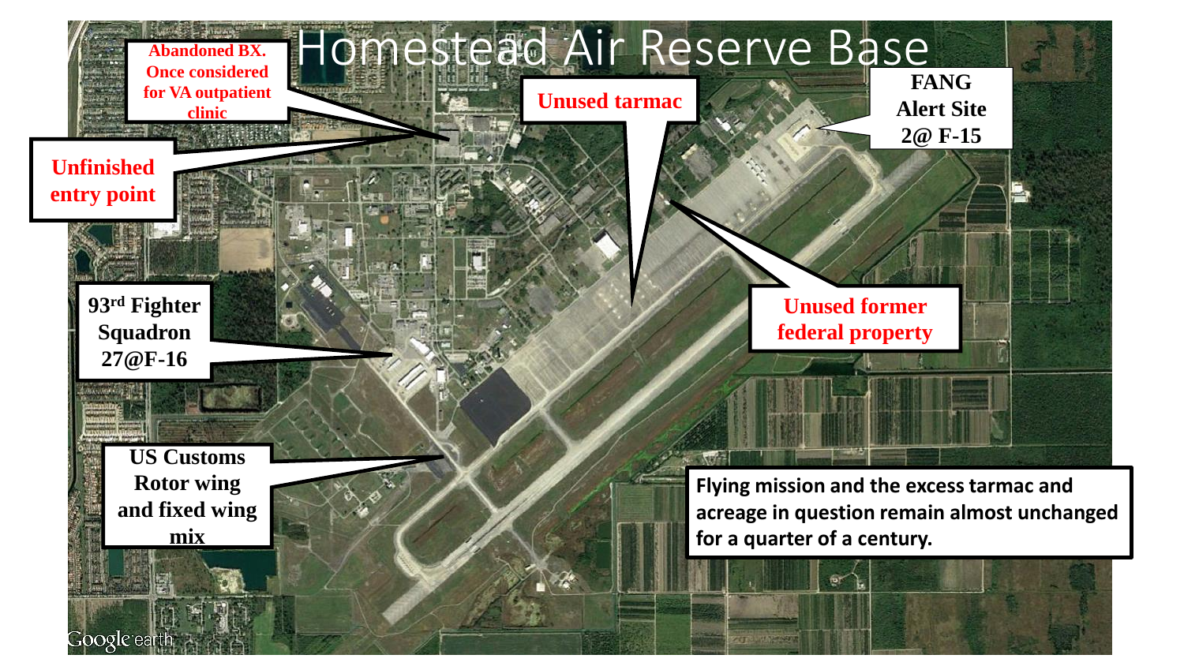# Homestead Air Reserve Base

Abandoned BX. Once considered for VA outpatient clinic

Unfinished entry point

Unused tarmac

FANG Alert Site 2@ F-15

93rd Fighter Squadron 27@F-16

Unused former federal property

US Customs Rotor wing and fixed wing mix

Flying mission and the excess tarmac and acreage in question remain almost unchanged for a quarter of a century.

Google earth